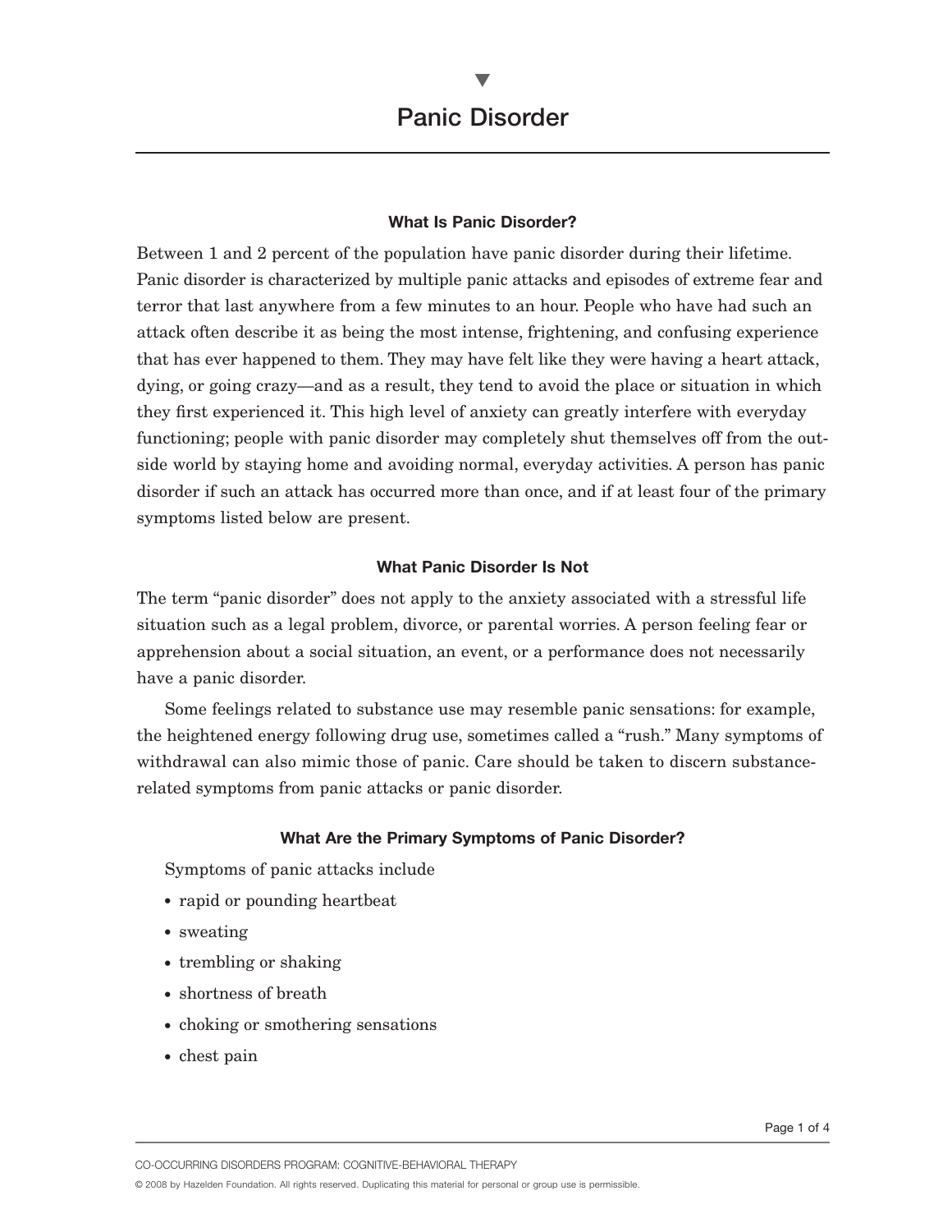# Panic Disorder

### What Is Panic Disorder?

Between 1 and 2 percent of the population have panic disorder during their lifetime. Panic disorder is characterized by multiple panic attacks and episodes of extreme fear and terror that last anywhere from a few minutes to an hour. People who have had such an attack often describe it as being the most intense, frightening, and confusing experience that has ever happened to them. They may have felt like they were having a heart attack, dying, or going crazy—and as a result, they tend to avoid the place or situation in which they first experienced it. This high level of anxiety can greatly interfere with everyday functioning; people with panic disorder may completely shut themselves off from the outside world by staying home and avoiding normal, everyday activities. A person has panic disorder if such an attack has occurred more than once, and if at least four of the primary symptoms listed below are present.

### What Panic Disorder Is Not

The term "panic disorder" does not apply to the anxiety associated with a stressful life situation such as a legal problem, divorce, or parental worries. A person feeling fear or apprehension about a social situation, an event, or a performance does not necessarily have a panic disorder.

Some feelings related to substance use may resemble panic sensations: for example, the heightened energy following drug use, sometimes called a "rush." Many symptoms of withdrawal can also mimic those of panic. Care should be taken to discern substance-related symptoms from panic attacks or panic disorder.

### What Are the Primary Symptoms of Panic Disorder?

Symptoms of panic attacks include

- rapid or pounding heartbeat
- sweating
- trembling or shaking
- shortness of breath
- choking or smothering sensations
- chest pain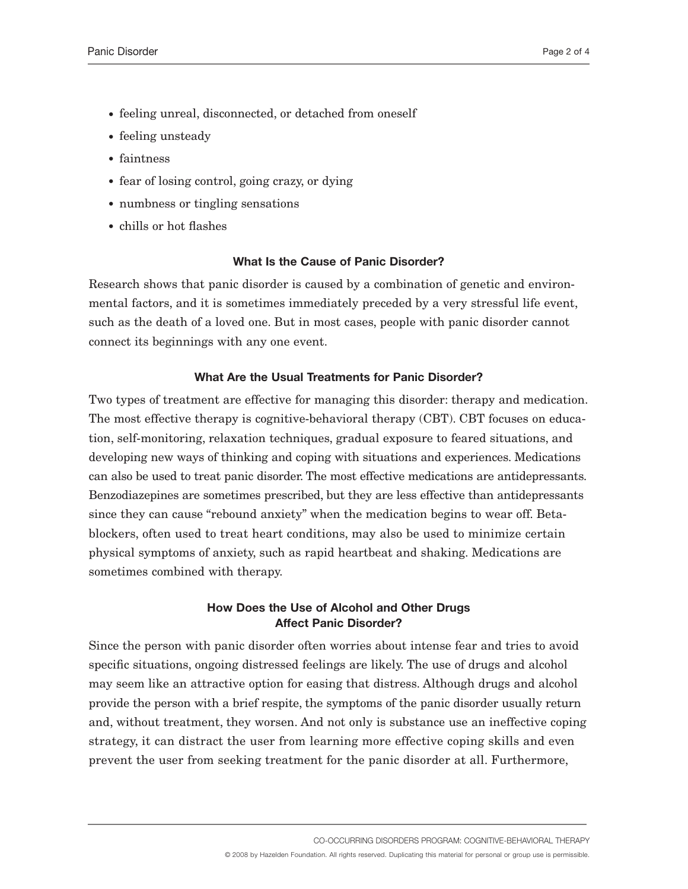- feeling unreal, disconnected, or detached from oneself
- feeling unsteady
- faintness
- fear of losing control, going crazy, or dying
- numbness or tingling sensations
- chills or hot flashes

### What Is the Cause of Panic Disorder?

Research shows that panic disorder is caused by a combination of genetic and environmental factors, and it is sometimes immediately preceded by a very stressful life event, such as the death of a loved one. But in most cases, people with panic disorder cannot connect its beginnings with any one event.

### What Are the Usual Treatments for Panic Disorder?

Two types of treatment are effective for managing this disorder: therapy and medication. The most effective therapy is cognitive-behavioral therapy (CBT). CBT focuses on education, self-monitoring, relaxation techniques, gradual exposure to feared situations, and developing new ways of thinking and coping with situations and experiences. Medications can also be used to treat panic disorder. The most effective medications are antidepressants. Benzodiazepines are sometimes prescribed, but they are less effective than antidepressants since they can cause "rebound anxiety" when the medication begins to wear off. Beta-blockers, often used to treat heart conditions, may also be used to minimize certain physical symptoms of anxiety, such as rapid heartbeat and shaking. Medications are sometimes combined with therapy.

### How Does the Use of Alcohol and Other Drugs Affect Panic Disorder?

Since the person with panic disorder often worries about intense fear and tries to avoid specific situations, ongoing distressed feelings are likely. The use of drugs and alcohol may seem like an attractive option for easing that distress. Although drugs and alcohol provide the person with a brief respite, the symptoms of the panic disorder usually return and, without treatment, they worsen. And not only is substance use an ineffective coping strategy, it can distract the user from learning more effective coping skills and even prevent the user from seeking treatment for the panic disorder at all. Furthermore,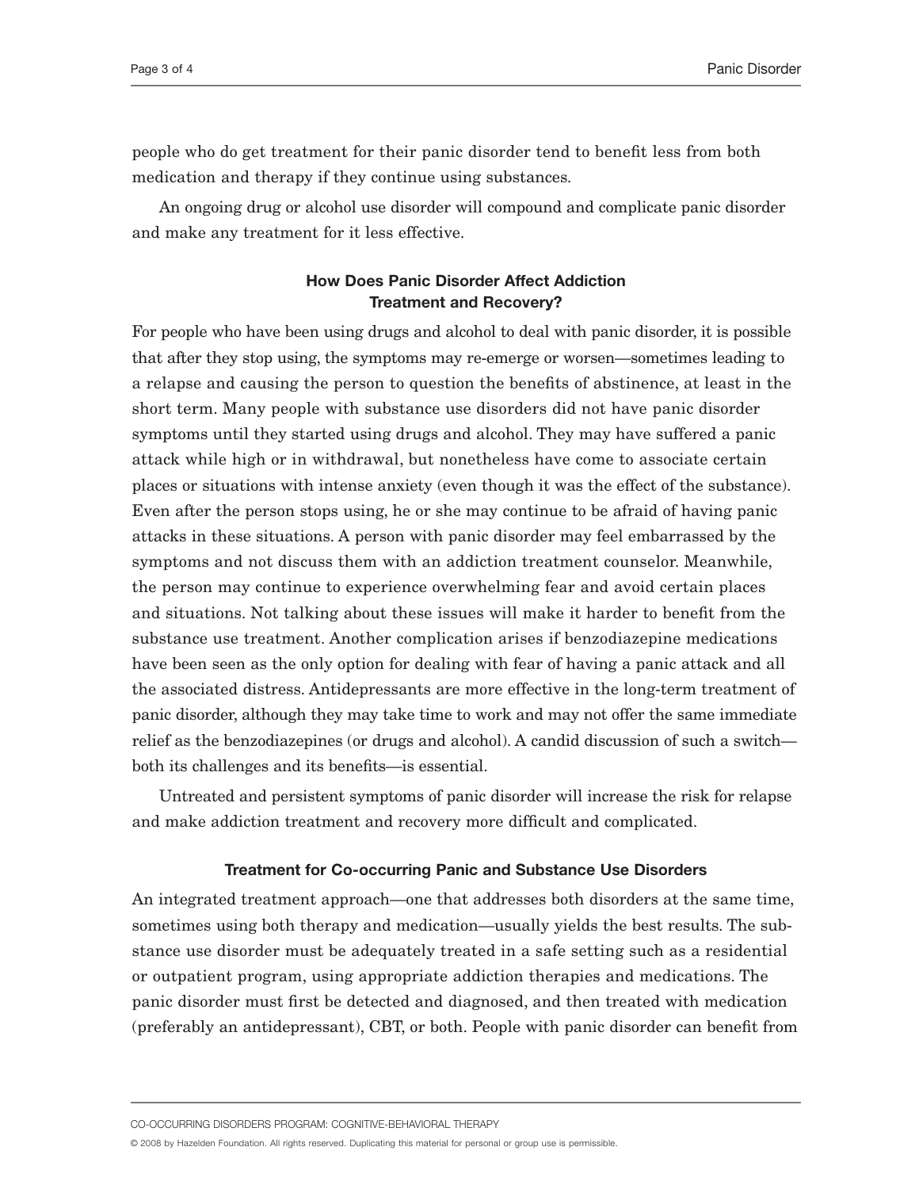people who do get treatment for their panic disorder tend to benefit less from both medication and therapy if they continue using substances.

An ongoing drug or alcohol use disorder will compound and complicate panic disorder and make any treatment for it less effective.

### How Does Panic Disorder Affect Addiction Treatment and Recovery?

For people who have been using drugs and alcohol to deal with panic disorder, it is possible that after they stop using, the symptoms may re-emerge or worsen—sometimes leading to a relapse and causing the person to question the benefits of abstinence, at least in the short term. Many people with substance use disorders did not have panic disorder symptoms until they started using drugs and alcohol. They may have suffered a panic attack while high or in withdrawal, but nonetheless have come to associate certain places or situations with intense anxiety (even though it was the effect of the substance). Even after the person stops using, he or she may continue to be afraid of having panic attacks in these situations. A person with panic disorder may feel embarrassed by the symptoms and not discuss them with an addiction treatment counselor. Meanwhile, the person may continue to experience overwhelming fear and avoid certain places and situations. Not talking about these issues will make it harder to benefit from the substance use treatment. Another complication arises if benzodiazepine medications have been seen as the only option for dealing with fear of having a panic attack and all the associated distress. Antidepressants are more effective in the long-term treatment of panic disorder, although they may take time to work and may not offer the same immediate relief as the benzodiazepines (or drugs and alcohol). A candid discussion of such a switch—both its challenges and its benefits—is essential.

Untreated and persistent symptoms of panic disorder will increase the risk for relapse and make addiction treatment and recovery more difficult and complicated.

### Treatment for Co-occurring Panic and Substance Use Disorders

An integrated treatment approach—one that addresses both disorders at the same time, sometimes using both therapy and medication—usually yields the best results. The substance use disorder must be adequately treated in a safe setting such as a residential or outpatient program, using appropriate addiction therapies and medications. The panic disorder must first be detected and diagnosed, and then treated with medication (preferably an antidepressant), CBT, or both. People with panic disorder can benefit from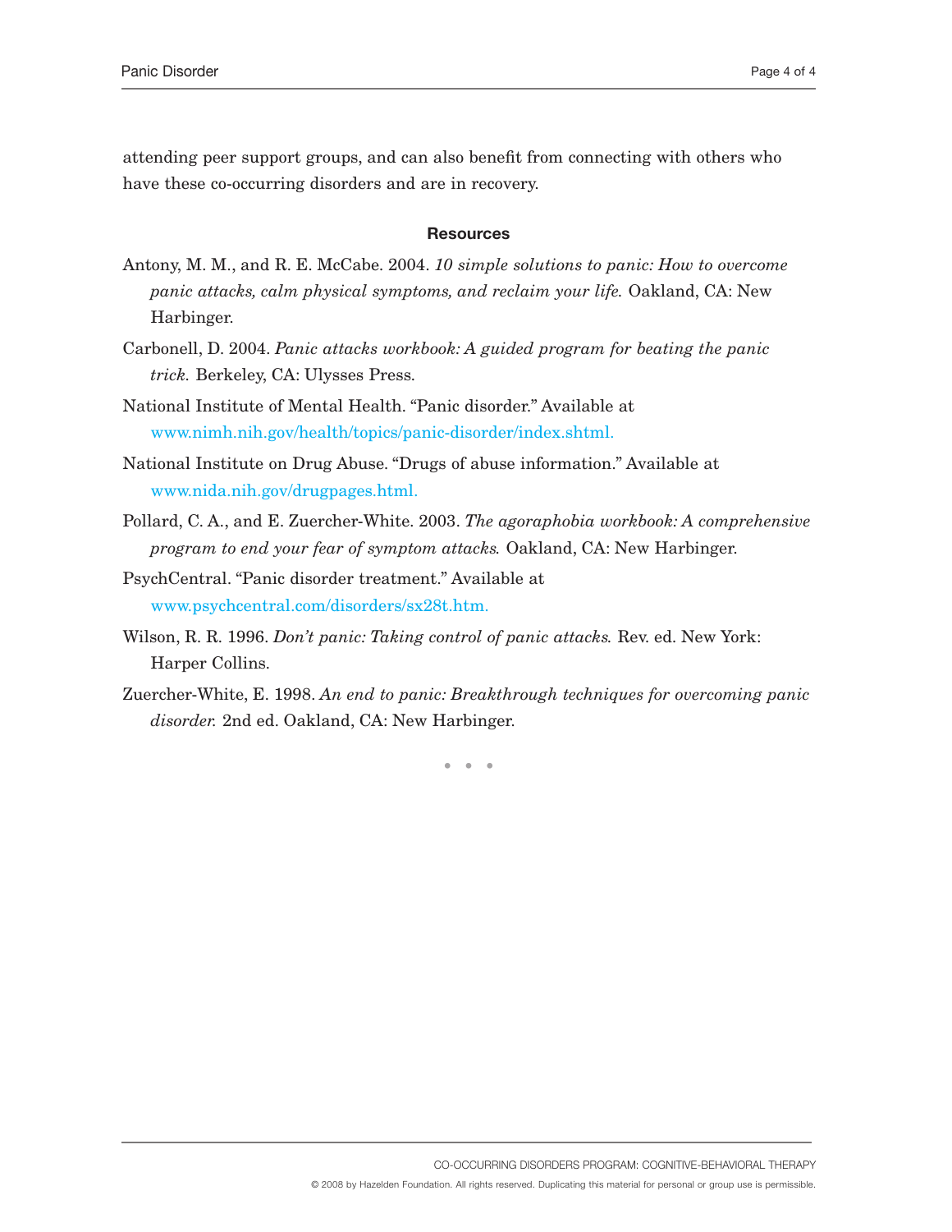attending peer support groups, and can also benefit from connecting with others who have these co-occurring disorders and are in recovery.

### Resources

Antony, M. M., and R. E. McCabe. 2004. *10 simple solutions to panic: How to overcome panic attacks, calm physical symptoms, and reclaim your life.* Oakland, CA: New Harbinger.

Carbonell, D. 2004. *Panic attacks workbook: A guided program for beating the panic trick.* Berkeley, CA: Ulysses Press.

National Institute of Mental Health. "Panic disorder." Available at www.nimh.nih.gov/health/topics/panic-disorder/index.shtml.

National Institute on Drug Abuse. "Drugs of abuse information." Available at www.nida.nih.gov/drugpages.html.

Pollard, C. A., and E. Zuercher-White. 2003. *The agoraphobia workbook: A comprehensive program to end your fear of symptom attacks.* Oakland, CA: New Harbinger.

PsychCentral. "Panic disorder treatment." Available at www.psychcentral.com/disorders/sx28t.htm.

Wilson, R. R. 1996. *Don't panic: Taking control of panic attacks.* Rev. ed. New York: Harper Collins.

Zuercher-White, E. 1998. *An end to panic: Breakthrough techniques for overcoming panic disorder.* 2nd ed. Oakland, CA: New Harbinger.

• • •